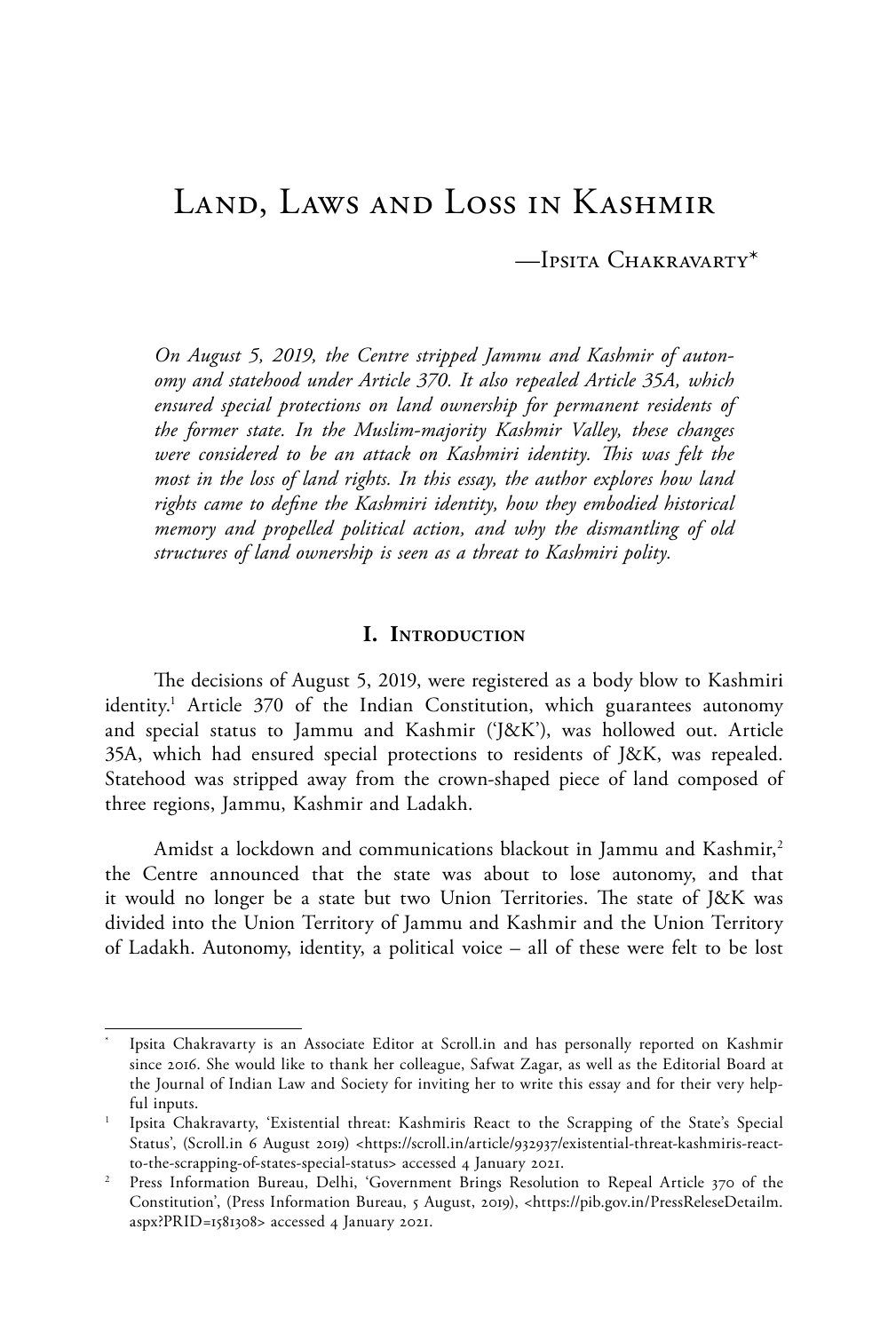# Land, Laws and Loss in Kashmir

—Ipsita Chakravarty*

*On August 5, 2019, the Centre stripped Jammu and Kashmir of autonomy and statehood under Article 370. It also repealed Article 35A, which ensured special protections on land ownership for permanent residents of the former state. In the Muslim-majority Kashmir Valley, these changes were considered to be an attack on Kashmiri identity. This was felt the most in the loss of land rights. In this essay, the author explores how land rights came to define the Kashmiri identity, how they embodied historical memory and propelled political action, and why the dismantling of old structures of land ownership is seen as a threat to Kashmiri polity.*

## I. Introduction

The decisions of August 5, 2019, were registered as a body blow to Kashmiri identity.[1] Article 370 of the Indian Constitution, which guarantees autonomy and special status to Jammu and Kashmir ('J&K'), was hollowed out. Article 35A, which had ensured special protections to residents of J&K, was repealed. Statehood was stripped away from the crown-shaped piece of land composed of three regions, Jammu, Kashmir and Ladakh.

Amidst a lockdown and communications blackout in Jammu and Kashmir,[2] the Centre announced that the state was about to lose autonomy, and that it would no longer be a state but two Union Territories. The state of J&K was divided into the Union Territory of Jammu and Kashmir and the Union Territory of Ladakh. Autonomy, identity, a political voice – all of these were felt to be lost

---

\* Ipsita Chakravarty is an Associate Editor at Scroll.in and has personally reported on Kashmir since 2016. She would like to thank her colleague, Safwat Zagar, as well as the Editorial Board at the Journal of Indian Law and Society for inviting her to write this essay and for their very helpful inputs.

[1] Ipsita Chakravarty, 'Existential threat: Kashmiris React to the Scrapping of the State's Special Status', (Scroll.in 6 August 2019) <https://scroll.in/article/932937/existential-threat-kashmiris-react-to-the-scrapping-of-states-special-status> accessed 4 January 2021.

[2] Press Information Bureau, Delhi, 'Government Brings Resolution to Repeal Article 370 of the Constitution', (Press Information Bureau, 5 August, 2019), <https://pib.gov.in/PressReleseDetailm.aspx?PRID=1581308> accessed 4 January 2021.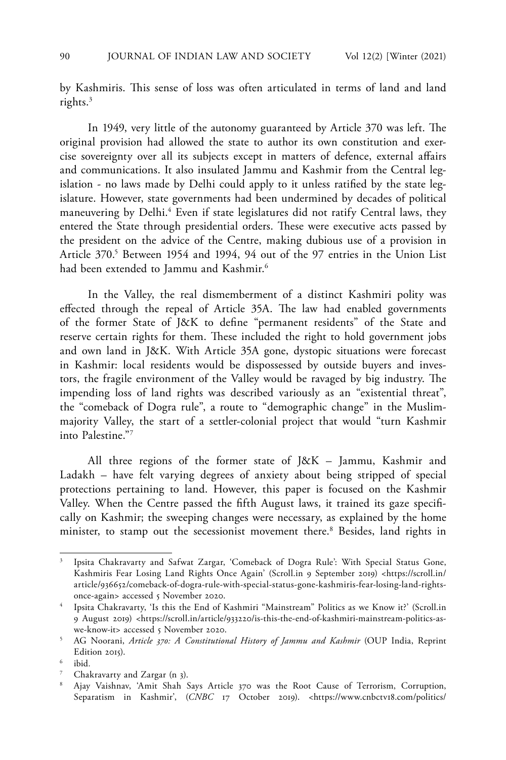by Kashmiris. This sense of loss was often articulated in terms of land and land rights.[3]

In 1949, very little of the autonomy guaranteed by Article 370 was left. The original provision had allowed the state to author its own constitution and exercise sovereignty over all its subjects except in matters of defence, external affairs and communications. It also insulated Jammu and Kashmir from the Central legislation - no laws made by Delhi could apply to it unless ratified by the state legislature. However, state governments had been undermined by decades of political maneuvering by Delhi.[4] Even if state legislatures did not ratify Central laws, they entered the State through presidential orders. These were executive acts passed by the president on the advice of the Centre, making dubious use of a provision in Article 370.[5] Between 1954 and 1994, 94 out of the 97 entries in the Union List had been extended to Jammu and Kashmir.[6]

In the Valley, the real dismemberment of a distinct Kashmiri polity was effected through the repeal of Article 35A. The law had enabled governments of the former State of J&K to define "permanent residents" of the State and reserve certain rights for them. These included the right to hold government jobs and own land in J&K. With Article 35A gone, dystopic situations were forecast in Kashmir: local residents would be dispossessed by outside buyers and investors, the fragile environment of the Valley would be ravaged by big industry. The impending loss of land rights was described variously as an "existential threat", the "comeback of Dogra rule", a route to "demographic change" in the Muslim-majority Valley, the start of a settler-colonial project that would "turn Kashmir into Palestine."[7]

All three regions of the former state of J&K – Jammu, Kashmir and Ladakh – have felt varying degrees of anxiety about being stripped of special protections pertaining to land. However, this paper is focused on the Kashmir Valley. When the Centre passed the fifth August laws, it trained its gaze specifically on Kashmir; the sweeping changes were necessary, as explained by the home minister, to stamp out the secessionist movement there.[8] Besides, land rights in

---

[3] Ipsita Chakravarty and Safwat Zargar, 'Comeback of Dogra Rule': With Special Status Gone, Kashmiris Fear Losing Land Rights Once Again' (Scroll.in 9 September 2019) <https://scroll.in/article/936652/comeback-of-dogra-rule-with-special-status-gone-kashmiris-fear-losing-land-rights-once-again> accessed 5 November 2020.

[4] Ipsita Chakravarty, 'Is this the End of Kashmiri "Mainstream" Politics as we Know it?' (Scroll.in 9 August 2019) <https://scroll.in/article/933220/is-this-the-end-of-kashmiri-mainstream-politics-as-we-know-it> accessed 5 November 2020.

[5] AG Noorani, *Article 370: A Constitutional History of Jammu and Kashmir* (OUP India, Reprint Edition 2015).

[6] ibid.

[7] Chakravarty and Zargar (n 3).

[8] Ajay Vaishnav, 'Amit Shah Says Article 370 was the Root Cause of Terrorism, Corruption, Separatism in Kashmir', (*CNBC* 17 October 2019). <https://www.cnbctv18.com/politics/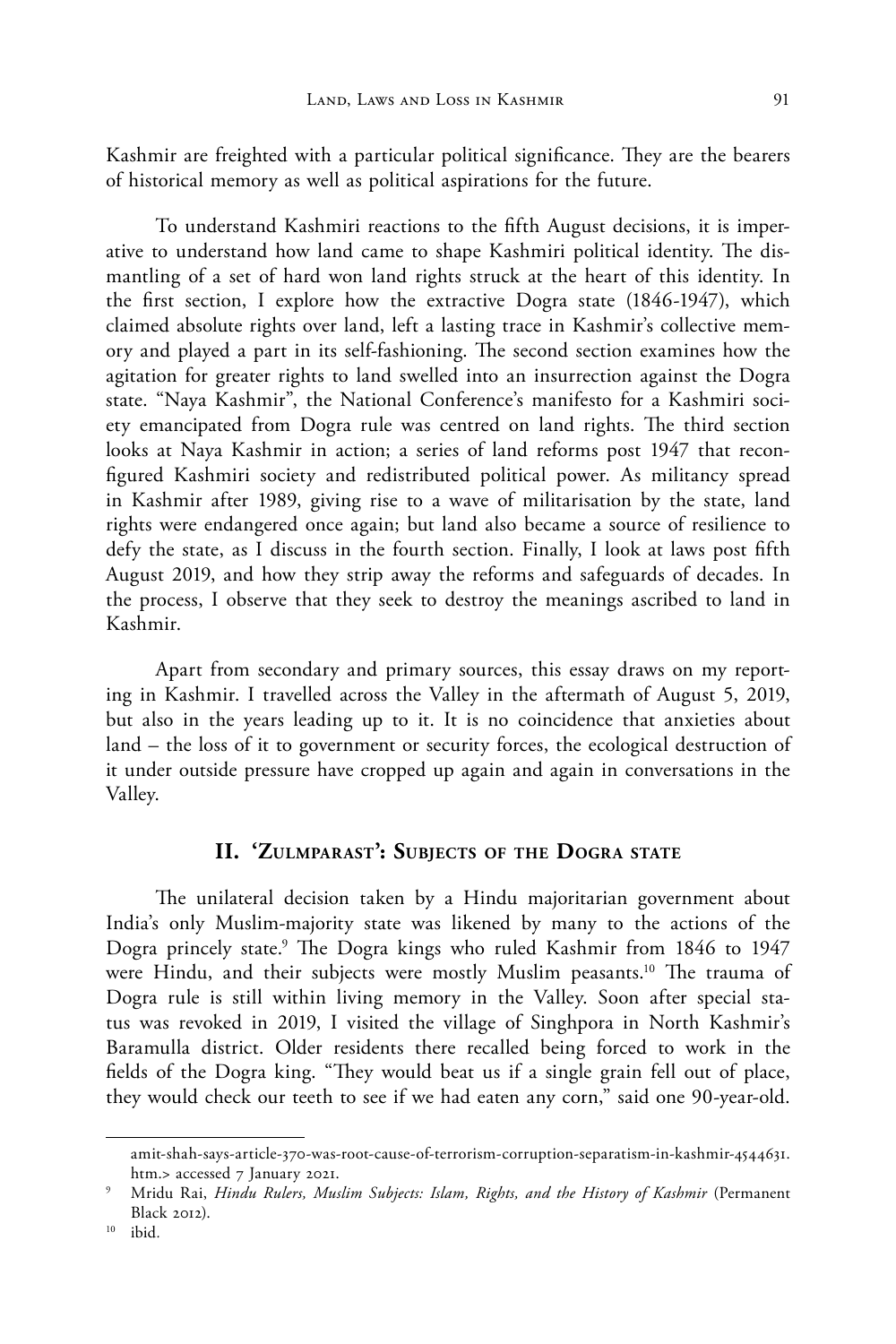Kashmir are freighted with a particular political significance. They are the bearers of historical memory as well as political aspirations for the future.

To understand Kashmiri reactions to the fifth August decisions, it is imperative to understand how land came to shape Kashmiri political identity. The dismantling of a set of hard won land rights struck at the heart of this identity. In the first section, I explore how the extractive Dogra state (1846-1947), which claimed absolute rights over land, left a lasting trace in Kashmir's collective memory and played a part in its self-fashioning. The second section examines how the agitation for greater rights to land swelled into an insurrection against the Dogra state. "Naya Kashmir", the National Conference's manifesto for a Kashmiri society emancipated from Dogra rule was centred on land rights. The third section looks at Naya Kashmir in action; a series of land reforms post 1947 that reconfigured Kashmiri society and redistributed political power. As militancy spread in Kashmir after 1989, giving rise to a wave of militarisation by the state, land rights were endangered once again; but land also became a source of resilience to defy the state, as I discuss in the fourth section. Finally, I look at laws post fifth August 2019, and how they strip away the reforms and safeguards of decades. In the process, I observe that they seek to destroy the meanings ascribed to land in Kashmir.

Apart from secondary and primary sources, this essay draws on my reporting in Kashmir. I travelled across the Valley in the aftermath of August 5, 2019, but also in the years leading up to it. It is no coincidence that anxieties about land – the loss of it to government or security forces, the ecological destruction of it under outside pressure have cropped up again and again in conversations in the Valley.

## II. 'Zulmparast': Subjects of the Dogra state

The unilateral decision taken by a Hindu majoritarian government about India's only Muslim-majority state was likened by many to the actions of the Dogra princely state.[9] The Dogra kings who ruled Kashmir from 1846 to 1947 were Hindu, and their subjects were mostly Muslim peasants.[10] The trauma of Dogra rule is still within living memory in the Valley. Soon after special status was revoked in 2019, I visited the village of Singhpora in North Kashmir's Baramulla district. Older residents there recalled being forced to work in the fields of the Dogra king. "They would beat us if a single grain fell out of place, they would check our teeth to see if we had eaten any corn," said one 90-year-old.

---

amit-shah-says-article-370-was-root-cause-of-terrorism-corruption-separatism-in-kashmir-4544631.htm.> accessed 7 January 2021.

[9] Mridu Rai, *Hindu Rulers, Muslim Subjects: Islam, Rights, and the History of Kashmir* (Permanent Black 2012).

[10] ibid.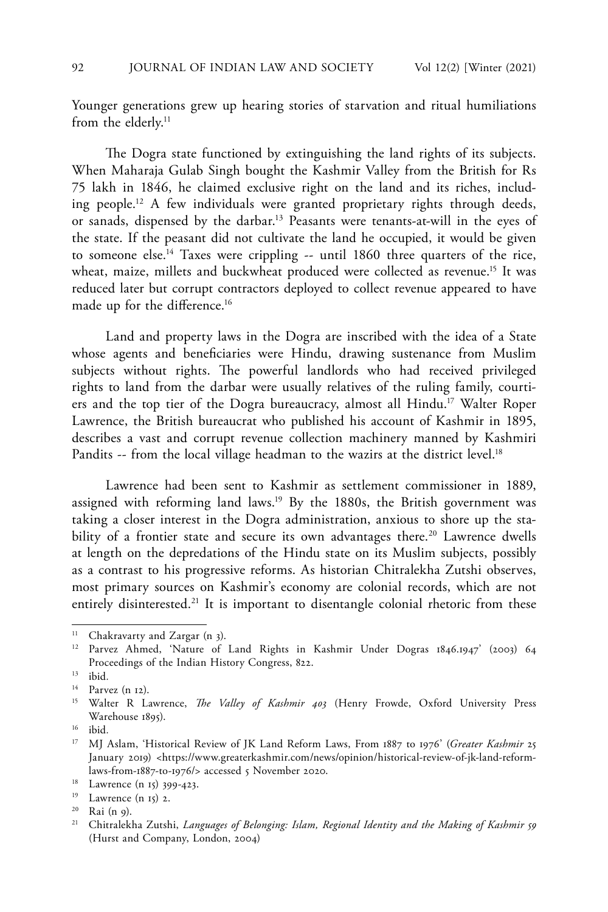Younger generations grew up hearing stories of starvation and ritual humiliations from the elderly.[11]

The Dogra state functioned by extinguishing the land rights of its subjects. When Maharaja Gulab Singh bought the Kashmir Valley from the British for Rs 75 lakh in 1846, he claimed exclusive right on the land and its riches, including people.[12] A few individuals were granted proprietary rights through deeds, or sanads, dispensed by the darbar.[13] Peasants were tenants-at-will in the eyes of the state. If the peasant did not cultivate the land he occupied, it would be given to someone else.[14] Taxes were crippling -- until 1860 three quarters of the rice, wheat, maize, millets and buckwheat produced were collected as revenue.[15] It was reduced later but corrupt contractors deployed to collect revenue appeared to have made up for the difference.[16]

Land and property laws in the Dogra are inscribed with the idea of a State whose agents and beneficiaries were Hindu, drawing sustenance from Muslim subjects without rights. The powerful landlords who had received privileged rights to land from the darbar were usually relatives of the ruling family, courtiers and the top tier of the Dogra bureaucracy, almost all Hindu.[17] Walter Roper Lawrence, the British bureaucrat who published his account of Kashmir in 1895, describes a vast and corrupt revenue collection machinery manned by Kashmiri Pandits -- from the local village headman to the wazirs at the district level.[18]

Lawrence had been sent to Kashmir as settlement commissioner in 1889, assigned with reforming land laws.[19] By the 1880s, the British government was taking a closer interest in the Dogra administration, anxious to shore up the stability of a frontier state and secure its own advantages there.[20] Lawrence dwells at length on the depredations of the Hindu state on its Muslim subjects, possibly as a contrast to his progressive reforms. As historian Chitralekha Zutshi observes, most primary sources on Kashmir's economy are colonial records, which are not entirely disinterested.[21] It is important to disentangle colonial rhetoric from these

---

[11] Chakravarty and Zargar (n 3).

[12] Parvez Ahmed, 'Nature of Land Rights in Kashmir Under Dogras 1846.1947' (2003) 64 Proceedings of the Indian History Congress, 822.

[13] ibid.

[14] Parvez (n 12).

[15] Walter R Lawrence, *The Valley of Kashmir 403* (Henry Frowde, Oxford University Press Warehouse 1895).

[16] ibid.

[17] MJ Aslam, 'Historical Review of JK Land Reform Laws, From 1887 to 1976' (*Greater Kashmir* 25 January 2019) <https://www.greaterkashmir.com/news/opinion/historical-review-of-jk-land-reform-laws-from-1887-to-1976/> accessed 5 November 2020.

[18] Lawrence (n 15) 399-423.

[19] Lawrence (n 15) 2.

[20] Rai (n 9).

[21] Chitralekha Zutshi, *Languages of Belonging: Islam, Regional Identity and the Making of Kashmir 59* (Hurst and Company, London, 2004)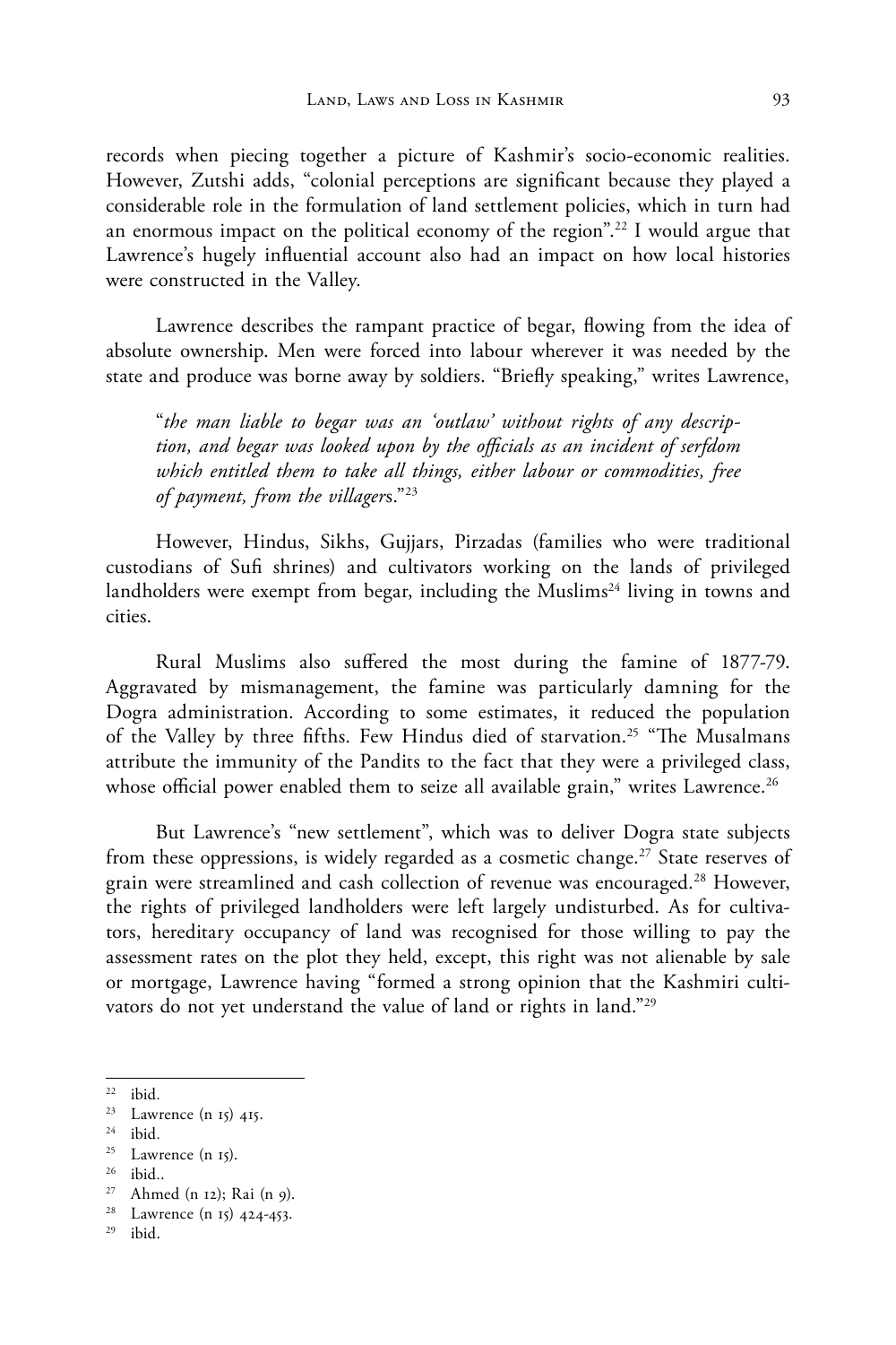records when piecing together a picture of Kashmir's socio-economic realities. However, Zutshi adds, "colonial perceptions are significant because they played a considerable role in the formulation of land settlement policies, which in turn had an enormous impact on the political economy of the region".[22] I would argue that Lawrence's hugely influential account also had an impact on how local histories were constructed in the Valley.

Lawrence describes the rampant practice of begar, flowing from the idea of absolute ownership. Men were forced into labour wherever it was needed by the state and produce was borne away by soldiers. "Briefly speaking," writes Lawrence,

> "*the man liable to begar was an 'outlaw' without rights of any description, and begar was looked upon by the officials as an incident of serfdom which entitled them to take all things, either labour or commodities, free of payment, from the villager*s."[23]

However, Hindus, Sikhs, Gujjars, Pirzadas (families who were traditional custodians of Sufi shrines) and cultivators working on the lands of privileged landholders were exempt from begar, including the Muslims[24] living in towns and cities.

Rural Muslims also suffered the most during the famine of 1877-79. Aggravated by mismanagement, the famine was particularly damning for the Dogra administration. According to some estimates, it reduced the population of the Valley by three fifths. Few Hindus died of starvation.[25] "The Musalmans attribute the immunity of the Pandits to the fact that they were a privileged class, whose official power enabled them to seize all available grain," writes Lawrence.[26]

But Lawrence's "new settlement", which was to deliver Dogra state subjects from these oppressions, is widely regarded as a cosmetic change.[27] State reserves of grain were streamlined and cash collection of revenue was encouraged.[28] However, the rights of privileged landholders were left largely undisturbed. As for cultivators, hereditary occupancy of land was recognised for those willing to pay the assessment rates on the plot they held, except, this right was not alienable by sale or mortgage, Lawrence having "formed a strong opinion that the Kashmiri cultivators do not yet understand the value of land or rights in land."[29]

---

[22] ibid.

[23] Lawrence (n 15) 415.

[24] ibid.

[25] Lawrence (n 15).

[26] ibid..

[27] Ahmed (n 12); Rai (n 9).

[28] Lawrence (n 15) 424-453.

[29] ibid.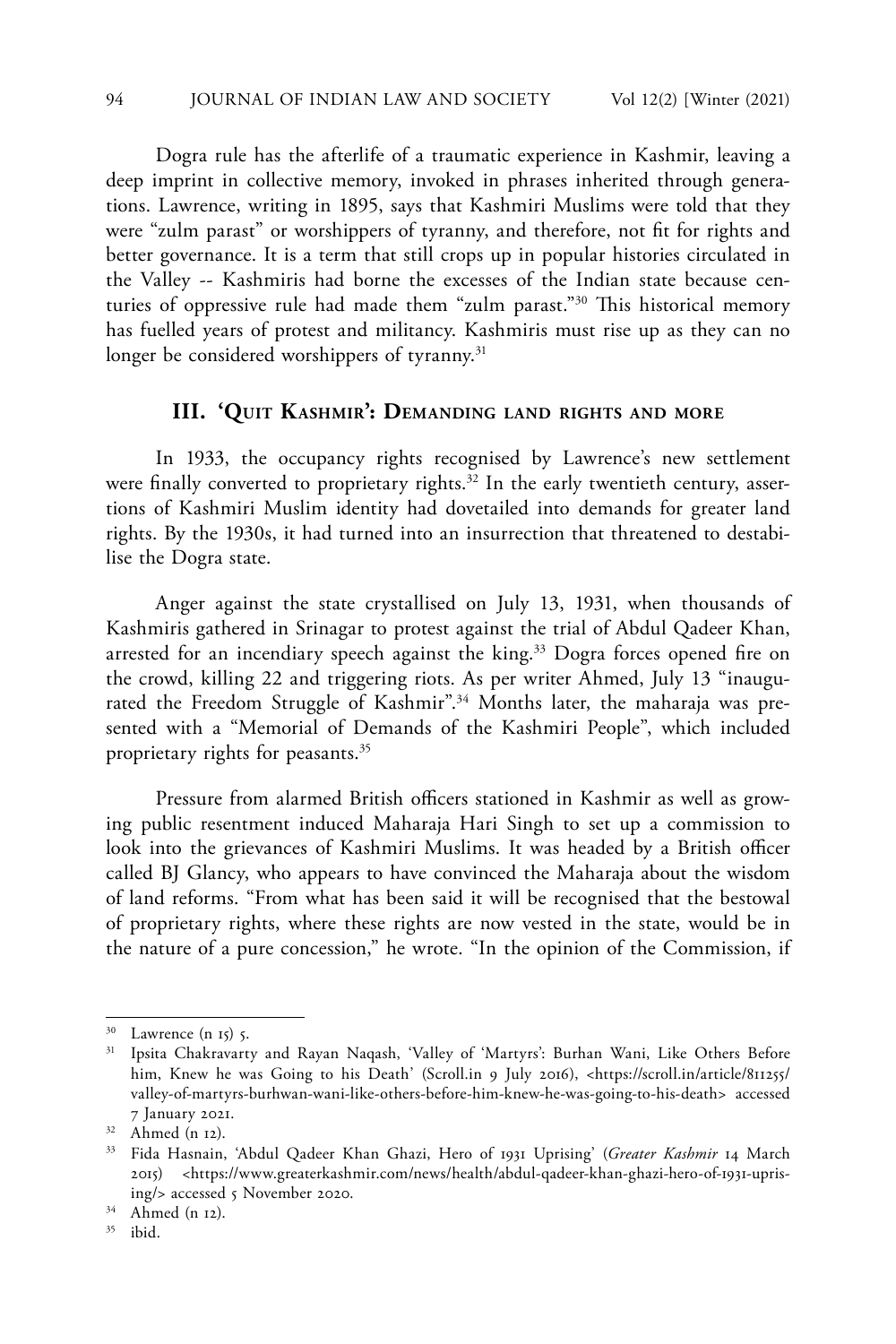Dogra rule has the afterlife of a traumatic experience in Kashmir, leaving a deep imprint in collective memory, invoked in phrases inherited through generations. Lawrence, writing in 1895, says that Kashmiri Muslims were told that they were "zulm parast" or worshippers of tyranny, and therefore, not fit for rights and better governance. It is a term that still crops up in popular histories circulated in the Valley -- Kashmiris had borne the excesses of the Indian state because centuries of oppressive rule had made them "zulm parast."[30] This historical memory has fuelled years of protest and militancy. Kashmiris must rise up as they can no longer be considered worshippers of tyranny.[31]

## III. 'Quit Kashmir': Demanding land rights and more

In 1933, the occupancy rights recognised by Lawrence's new settlement were finally converted to proprietary rights.[32] In the early twentieth century, assertions of Kashmiri Muslim identity had dovetailed into demands for greater land rights. By the 1930s, it had turned into an insurrection that threatened to destabilise the Dogra state.

Anger against the state crystallised on July 13, 1931, when thousands of Kashmiris gathered in Srinagar to protest against the trial of Abdul Qadeer Khan, arrested for an incendiary speech against the king.[33] Dogra forces opened fire on the crowd, killing 22 and triggering riots. As per writer Ahmed, July 13 "inaugurated the Freedom Struggle of Kashmir".[34] Months later, the maharaja was presented with a "Memorial of Demands of the Kashmiri People", which included proprietary rights for peasants.[35]

Pressure from alarmed British officers stationed in Kashmir as well as growing public resentment induced Maharaja Hari Singh to set up a commission to look into the grievances of Kashmiri Muslims. It was headed by a British officer called BJ Glancy, who appears to have convinced the Maharaja about the wisdom of land reforms. "From what has been said it will be recognised that the bestowal of proprietary rights, where these rights are now vested in the state, would be in the nature of a pure concession," he wrote. "In the opinion of the Commission, if

---

[30] Lawrence (n 15) 5.

[31] Ipsita Chakravarty and Rayan Naqash, 'Valley of 'Martyrs': Burhan Wani, Like Others Before him, Knew he was Going to his Death' (Scroll.in 9 July 2016), <https://scroll.in/article/811255/valley-of-martyrs-burhwan-wani-like-others-before-him-knew-he-was-going-to-his-death> accessed 7 January 2021.

[32] Ahmed (n 12).

[33] Fida Hasnain, 'Abdul Qadeer Khan Ghazi, Hero of 1931 Uprising' (*Greater Kashmir* 14 March 2015) <https://www.greaterkashmir.com/news/health/abdul-qadeer-khan-ghazi-hero-of-1931-uprising/> accessed 5 November 2020.

[34] Ahmed (n 12).

[35] ibid.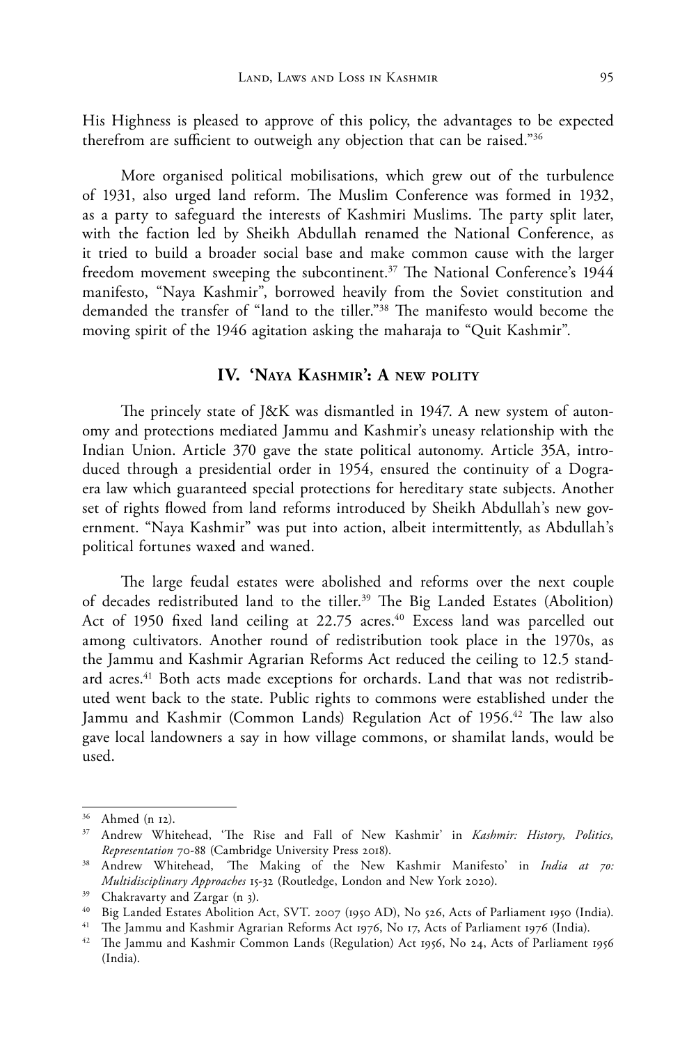His Highness is pleased to approve of this policy, the advantages to be expected therefrom are sufficient to outweigh any objection that can be raised."[36]

More organised political mobilisations, which grew out of the turbulence of 1931, also urged land reform. The Muslim Conference was formed in 1932, as a party to safeguard the interests of Kashmiri Muslims. The party split later, with the faction led by Sheikh Abdullah renamed the National Conference, as it tried to build a broader social base and make common cause with the larger freedom movement sweeping the subcontinent.[37] The National Conference's 1944 manifesto, "Naya Kashmir", borrowed heavily from the Soviet constitution and demanded the transfer of "land to the tiller."[38] The manifesto would become the moving spirit of the 1946 agitation asking the maharaja to "Quit Kashmir".

## IV. 'Naya Kashmir': A new polity

The princely state of J&K was dismantled in 1947. A new system of autonomy and protections mediated Jammu and Kashmir's uneasy relationship with the Indian Union. Article 370 gave the state political autonomy. Article 35A, introduced through a presidential order in 1954, ensured the continuity of a Dogra-era law which guaranteed special protections for hereditary state subjects. Another set of rights flowed from land reforms introduced by Sheikh Abdullah's new government. "Naya Kashmir" was put into action, albeit intermittently, as Abdullah's political fortunes waxed and waned.

The large feudal estates were abolished and reforms over the next couple of decades redistributed land to the tiller.[39] The Big Landed Estates (Abolition) Act of 1950 fixed land ceiling at 22.75 acres.[40] Excess land was parcelled out among cultivators. Another round of redistribution took place in the 1970s, as the Jammu and Kashmir Agrarian Reforms Act reduced the ceiling to 12.5 standard acres.[41] Both acts made exceptions for orchards. Land that was not redistributed went back to the state. Public rights to commons were established under the Jammu and Kashmir (Common Lands) Regulation Act of 1956.[42] The law also gave local landowners a say in how village commons, or shamilat lands, would be used.

---

[36] Ahmed (n 12).

[37] Andrew Whitehead, 'The Rise and Fall of New Kashmir' in *Kashmir: History, Politics, Representation* 70-88 (Cambridge University Press 2018).

[38] Andrew Whitehead, 'The Making of the New Kashmir Manifesto' in *India at 70: Multidisciplinary Approaches* 15-32 (Routledge, London and New York 2020).

[39] Chakravarty and Zargar (n 3).

[40] Big Landed Estates Abolition Act, SVT. 2007 (1950 AD), No 526, Acts of Parliament 1950 (India).

[41] The Jammu and Kashmir Agrarian Reforms Act 1976, No 17, Acts of Parliament 1976 (India).

[42] The Jammu and Kashmir Common Lands (Regulation) Act 1956, No 24, Acts of Parliament 1956 (India).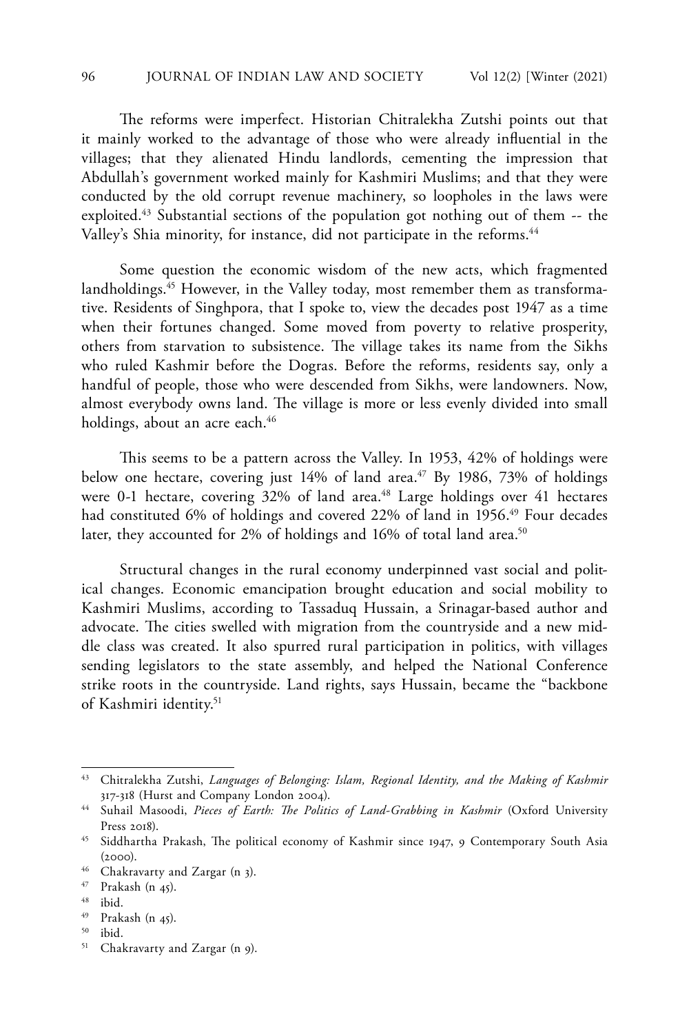The reforms were imperfect. Historian Chitralekha Zutshi points out that it mainly worked to the advantage of those who were already influential in the villages; that they alienated Hindu landlords, cementing the impression that Abdullah's government worked mainly for Kashmiri Muslims; and that they were conducted by the old corrupt revenue machinery, so loopholes in the laws were exploited.[43] Substantial sections of the population got nothing out of them -- the Valley's Shia minority, for instance, did not participate in the reforms.[44]

Some question the economic wisdom of the new acts, which fragmented landholdings.[45] However, in the Valley today, most remember them as transformative. Residents of Singhpora, that I spoke to, view the decades post 1947 as a time when their fortunes changed. Some moved from poverty to relative prosperity, others from starvation to subsistence. The village takes its name from the Sikhs who ruled Kashmir before the Dogras. Before the reforms, residents say, only a handful of people, those who were descended from Sikhs, were landowners. Now, almost everybody owns land. The village is more or less evenly divided into small holdings, about an acre each.[46]

This seems to be a pattern across the Valley. In 1953, 42% of holdings were below one hectare, covering just 14% of land area.[47] By 1986, 73% of holdings were 0-1 hectare, covering 32% of land area.[48] Large holdings over 41 hectares had constituted 6% of holdings and covered 22% of land in 1956.[49] Four decades later, they accounted for 2% of holdings and 16% of total land area.[50]

Structural changes in the rural economy underpinned vast social and political changes. Economic emancipation brought education and social mobility to Kashmiri Muslims, according to Tassaduq Hussain, a Srinagar-based author and advocate. The cities swelled with migration from the countryside and a new middle class was created. It also spurred rural participation in politics, with villages sending legislators to the state assembly, and helped the National Conference strike roots in the countryside. Land rights, says Hussain, became the "backbone of Kashmiri identity.[51]

---

[43] Chitralekha Zutshi, *Languages of Belonging: Islam, Regional Identity, and the Making of Kashmir* 317-318 (Hurst and Company London 2004).

[44] Suhail Masoodi, *Pieces of Earth: The Politics of Land-Grabbing in Kashmir* (Oxford University Press 2018).

[45] Siddhartha Prakash, The political economy of Kashmir since 1947, 9 Contemporary South Asia (2000).

[46] Chakravarty and Zargar (n 3).

[47] Prakash (n 45).

[48] ibid.

[49] Prakash (n 45).

[50] ibid.

[51] Chakravarty and Zargar (n 9).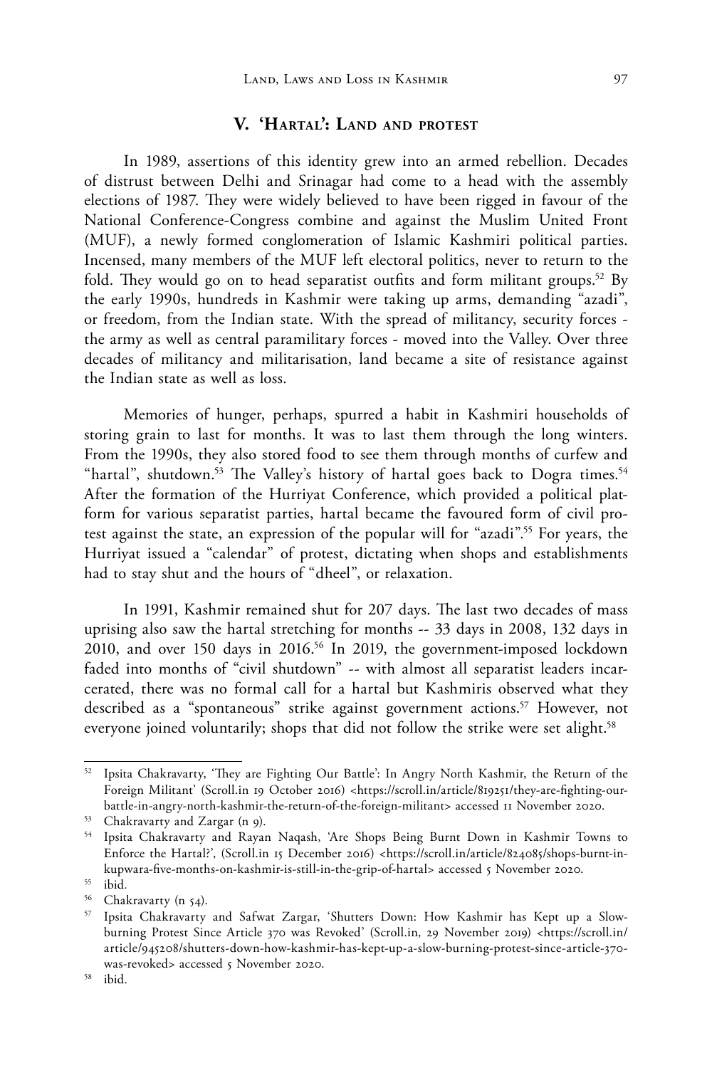## V. 'Hartal': Land and protest

In 1989, assertions of this identity grew into an armed rebellion. Decades of distrust between Delhi and Srinagar had come to a head with the assembly elections of 1987. They were widely believed to have been rigged in favour of the National Conference-Congress combine and against the Muslim United Front (MUF), a newly formed conglomeration of Islamic Kashmiri political parties. Incensed, many members of the MUF left electoral politics, never to return to the fold. They would go on to head separatist outfits and form militant groups.[52] By the early 1990s, hundreds in Kashmir were taking up arms, demanding "azadi", or freedom, from the Indian state. With the spread of militancy, security forces - the army as well as central paramilitary forces - moved into the Valley. Over three decades of militancy and militarisation, land became a site of resistance against the Indian state as well as loss.

Memories of hunger, perhaps, spurred a habit in Kashmiri households of storing grain to last for months. It was to last them through the long winters. From the 1990s, they also stored food to see them through months of curfew and "hartal", shutdown.[53] The Valley's history of hartal goes back to Dogra times.[54] After the formation of the Hurriyat Conference, which provided a political platform for various separatist parties, hartal became the favoured form of civil protest against the state, an expression of the popular will for "azadi".[55] For years, the Hurriyat issued a "calendar" of protest, dictating when shops and establishments had to stay shut and the hours of "dheel", or relaxation.

In 1991, Kashmir remained shut for 207 days. The last two decades of mass uprising also saw the hartal stretching for months -- 33 days in 2008, 132 days in 2010, and over 150 days in 2016.[56] In 2019, the government-imposed lockdown faded into months of "civil shutdown" -- with almost all separatist leaders incarcerated, there was no formal call for a hartal but Kashmiris observed what they described as a "spontaneous" strike against government actions.[57] However, not everyone joined voluntarily; shops that did not follow the strike were set alight.[58]

---

[52] Ipsita Chakravarty, 'They are Fighting Our Battle': In Angry North Kashmir, the Return of the Foreign Militant' (Scroll.in 19 October 2016) <https://scroll.in/article/819251/they-are-fighting-our-battle-in-angry-north-kashmir-the-return-of-the-foreign-militant> accessed 11 November 2020.

[53] Chakravarty and Zargar (n 9).

[54] Ipsita Chakravarty and Rayan Naqash, 'Are Shops Being Burnt Down in Kashmir Towns to Enforce the Hartal?', (Scroll.in 15 December 2016) <https://scroll.in/article/824085/shops-burnt-in-kupwara-five-months-on-kashmir-is-still-in-the-grip-of-hartal> accessed 5 November 2020.

[55] ibid.

[56] Chakravarty (n 54).

[57] Ipsita Chakravarty and Safwat Zargar, 'Shutters Down: How Kashmir has Kept up a Slow-burning Protest Since Article 370 was Revoked' (Scroll.in, 29 November 2019) <https://scroll.in/article/945208/shutters-down-how-kashmir-has-kept-up-a-slow-burning-protest-since-article-370-was-revoked> accessed 5 November 2020.

[58] ibid.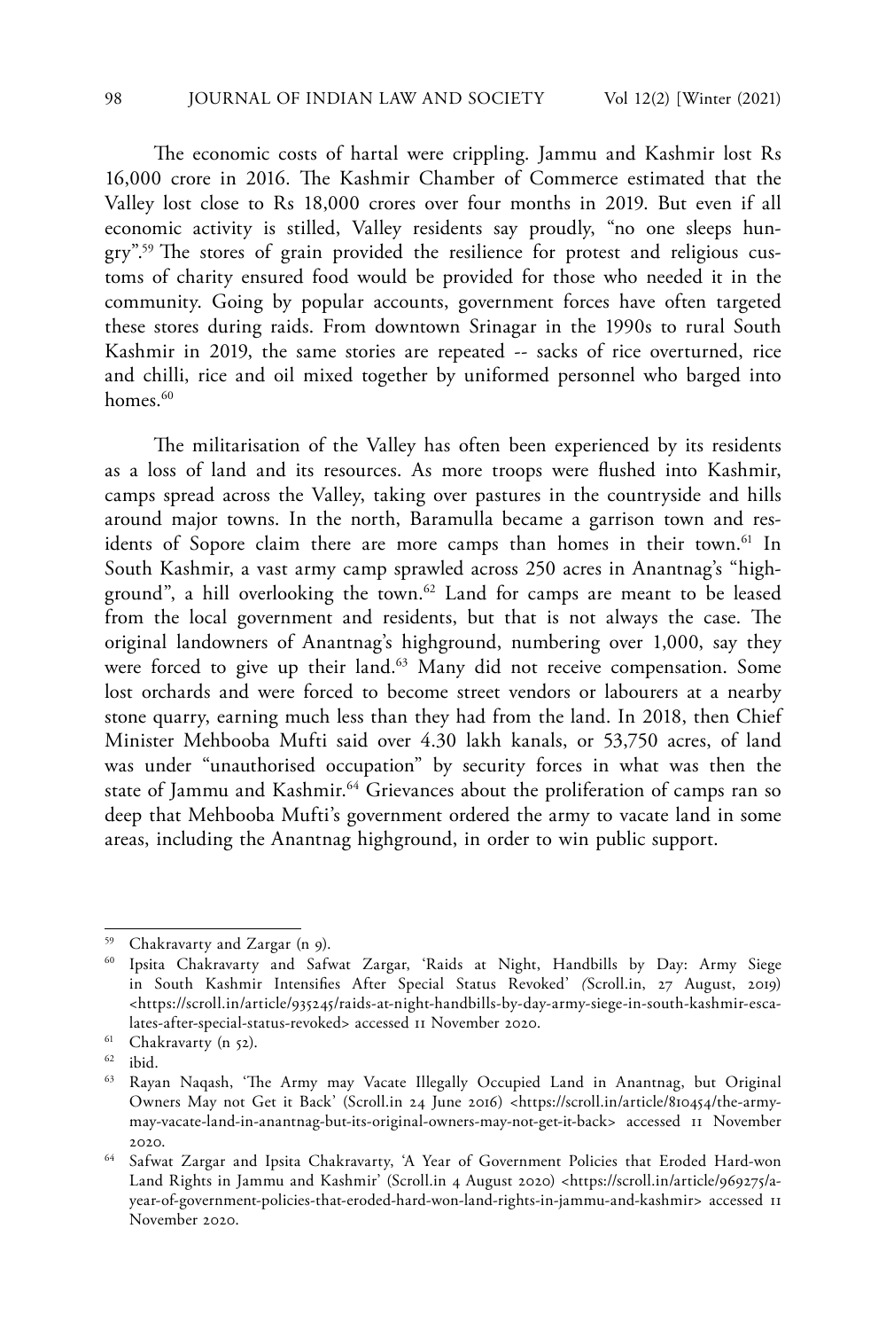The economic costs of hartal were crippling. Jammu and Kashmir lost Rs 16,000 crore in 2016. The Kashmir Chamber of Commerce estimated that the Valley lost close to Rs 18,000 crores over four months in 2019. But even if all economic activity is stilled, Valley residents say proudly, "no one sleeps hungry".[59] The stores of grain provided the resilience for protest and religious customs of charity ensured food would be provided for those who needed it in the community. Going by popular accounts, government forces have often targeted these stores during raids. From downtown Srinagar in the 1990s to rural South Kashmir in 2019, the same stories are repeated -- sacks of rice overturned, rice and chilli, rice and oil mixed together by uniformed personnel who barged into homes.[60]

The militarisation of the Valley has often been experienced by its residents as a loss of land and its resources. As more troops were flushed into Kashmir, camps spread across the Valley, taking over pastures in the countryside and hills around major towns. In the north, Baramulla became a garrison town and residents of Sopore claim there are more camps than homes in their town.[61] In South Kashmir, a vast army camp sprawled across 250 acres in Anantnag's "highground", a hill overlooking the town.[62] Land for camps are meant to be leased from the local government and residents, but that is not always the case. The original landowners of Anantnag's highground, numbering over 1,000, say they were forced to give up their land.[63] Many did not receive compensation. Some lost orchards and were forced to become street vendors or labourers at a nearby stone quarry, earning much less than they had from the land. In 2018, then Chief Minister Mehbooba Mufti said over 4.30 lakh kanals, or 53,750 acres, of land was under "unauthorised occupation" by security forces in what was then the state of Jammu and Kashmir.[64] Grievances about the proliferation of camps ran so deep that Mehbooba Mufti's government ordered the army to vacate land in some areas, including the Anantnag highground, in order to win public support.

---

[59] Chakravarty and Zargar (n 9).

[60] Ipsita Chakravarty and Safwat Zargar, 'Raids at Night, Handbills by Day: Army Siege in South Kashmir Intensifies After Special Status Revoked' *(*Scroll.in, 27 August, 2019) <https://scroll.in/article/935245/raids-at-night-handbills-by-day-army-siege-in-south-kashmir-escalates-after-special-status-revoked> accessed 11 November 2020.

[61] Chakravarty (n 52).

[62] ibid.

[63] Rayan Naqash, 'The Army may Vacate Illegally Occupied Land in Anantnag, but Original Owners May not Get it Back' (Scroll.in 24 June 2016) <https://scroll.in/article/810454/the-army-may-vacate-land-in-anantnag-but-its-original-owners-may-not-get-it-back> accessed 11 November 2020.

[64] Safwat Zargar and Ipsita Chakravarty, 'A Year of Government Policies that Eroded Hard-won Land Rights in Jammu and Kashmir' (Scroll.in 4 August 2020) <https://scroll.in/article/969275/a-year-of-government-policies-that-eroded-hard-won-land-rights-in-jammu-and-kashmir> accessed 11 November 2020.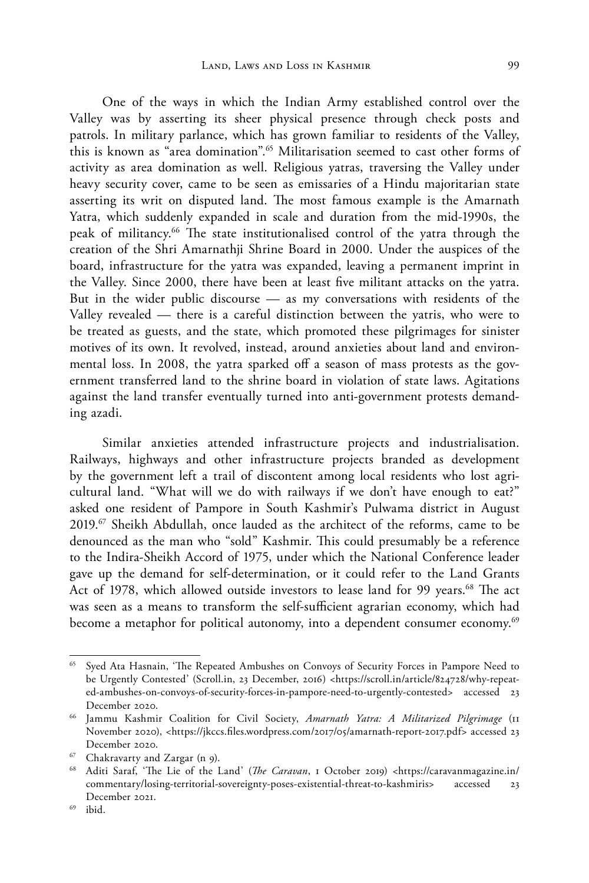One of the ways in which the Indian Army established control over the Valley was by asserting its sheer physical presence through check posts and patrols. In military parlance, which has grown familiar to residents of the Valley, this is known as "area domination".[65] Militarisation seemed to cast other forms of activity as area domination as well. Religious yatras, traversing the Valley under heavy security cover, came to be seen as emissaries of a Hindu majoritarian state asserting its writ on disputed land. The most famous example is the Amarnath Yatra, which suddenly expanded in scale and duration from the mid-1990s, the peak of militancy.[66] The state institutionalised control of the yatra through the creation of the Shri Amarnathji Shrine Board in 2000. Under the auspices of the board, infrastructure for the yatra was expanded, leaving a permanent imprint in the Valley. Since 2000, there have been at least five militant attacks on the yatra. But in the wider public discourse — as my conversations with residents of the Valley revealed — there is a careful distinction between the yatris, who were to be treated as guests, and the state, which promoted these pilgrimages for sinister motives of its own. It revolved, instead, around anxieties about land and environmental loss. In 2008, the yatra sparked off a season of mass protests as the government transferred land to the shrine board in violation of state laws. Agitations against the land transfer eventually turned into anti-government protests demanding azadi.

Similar anxieties attended infrastructure projects and industrialisation. Railways, highways and other infrastructure projects branded as development by the government left a trail of discontent among local residents who lost agricultural land. "What will we do with railways if we don't have enough to eat?" asked one resident of Pampore in South Kashmir's Pulwama district in August 2019.[67] Sheikh Abdullah, once lauded as the architect of the reforms, came to be denounced as the man who "sold" Kashmir. This could presumably be a reference to the Indira-Sheikh Accord of 1975, under which the National Conference leader gave up the demand for self-determination, or it could refer to the Land Grants Act of 1978, which allowed outside investors to lease land for 99 years.[68] The act was seen as a means to transform the self-sufficient agrarian economy, which had become a metaphor for political autonomy, into a dependent consumer economy.[69]

---

[65] Syed Ata Hasnain, 'The Repeated Ambushes on Convoys of Security Forces in Pampore Need to be Urgently Contested' (Scroll.in, 23 December, 2016) <https://scroll.in/article/824728/why-repeated-ambushes-on-convoys-of-security-forces-in-pampore-need-to-urgently-contested> accessed 23 December 2020.

[66] Jammu Kashmir Coalition for Civil Society, *Amarnath Yatra: A Militarized Pilgrimage* (11 November 2020), <https://jkccs.files.wordpress.com/2017/05/amarnath-report-2017.pdf> accessed 23 December 2020.

[67] Chakravarty and Zargar (n 9).

[68] Aditi Saraf, 'The Lie of the Land' (*The Caravan*, 1 October 2019) <https://caravanmagazine.in/commentary/losing-territorial-sovereignty-poses-existential-threat-to-kashmiris> accessed 23 December 2021.

[69] ibid.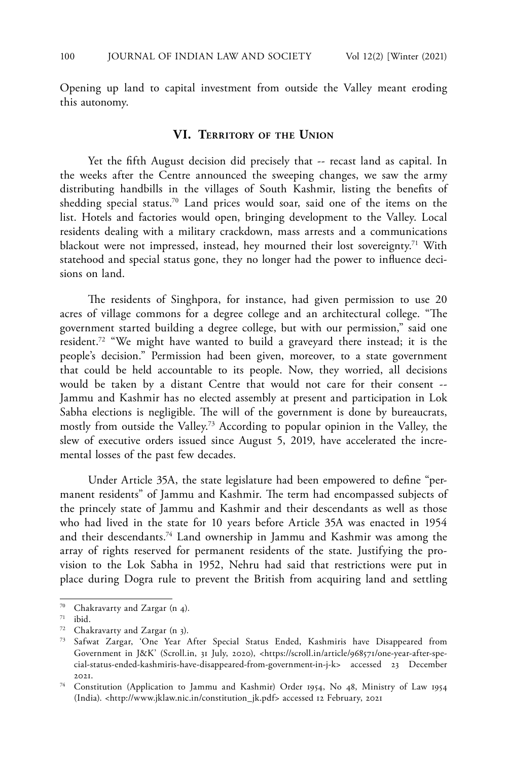Opening up land to capital investment from outside the Valley meant eroding this autonomy.

## VI. Territory of the Union

Yet the fifth August decision did precisely that -- recast land as capital. In the weeks after the Centre announced the sweeping changes, we saw the army distributing handbills in the villages of South Kashmir, listing the benefits of shedding special status.[70] Land prices would soar, said one of the items on the list. Hotels and factories would open, bringing development to the Valley. Local residents dealing with a military crackdown, mass arrests and a communications blackout were not impressed, instead, hey mourned their lost sovereignty.[71] With statehood and special status gone, they no longer had the power to influence decisions on land.

The residents of Singhpora, for instance, had given permission to use 20 acres of village commons for a degree college and an architectural college. "The government started building a degree college, but with our permission," said one resident.[72] "We might have wanted to build a graveyard there instead; it is the people's decision." Permission had been given, moreover, to a state government that could be held accountable to its people. Now, they worried, all decisions would be taken by a distant Centre that would not care for their consent -- Jammu and Kashmir has no elected assembly at present and participation in Lok Sabha elections is negligible. The will of the government is done by bureaucrats, mostly from outside the Valley.[73] According to popular opinion in the Valley, the slew of executive orders issued since August 5, 2019, have accelerated the incremental losses of the past few decades.

Under Article 35A, the state legislature had been empowered to define "permanent residents" of Jammu and Kashmir. The term had encompassed subjects of the princely state of Jammu and Kashmir and their descendants as well as those who had lived in the state for 10 years before Article 35A was enacted in 1954 and their descendants.[74] Land ownership in Jammu and Kashmir was among the array of rights reserved for permanent residents of the state. Justifying the provision to the Lok Sabha in 1952, Nehru had said that restrictions were put in place during Dogra rule to prevent the British from acquiring land and settling

---

[70] Chakravarty and Zargar (n 4).

[71] ibid.

[72] Chakravarty and Zargar (n 3).

[73] Safwat Zargar, 'One Year After Special Status Ended, Kashmiris have Disappeared from Government in J&K' (Scroll.in, 31 July, 2020), <https://scroll.in/article/968571/one-year-after-special-status-ended-kashmiris-have-disappeared-from-government-in-j-k> accessed 23 December 2021.

[74] Constitution (Application to Jammu and Kashmir) Order 1954, No 48, Ministry of Law 1954 (India). <http://www.jklaw.nic.in/constitution_jk.pdf> accessed 12 February, 2021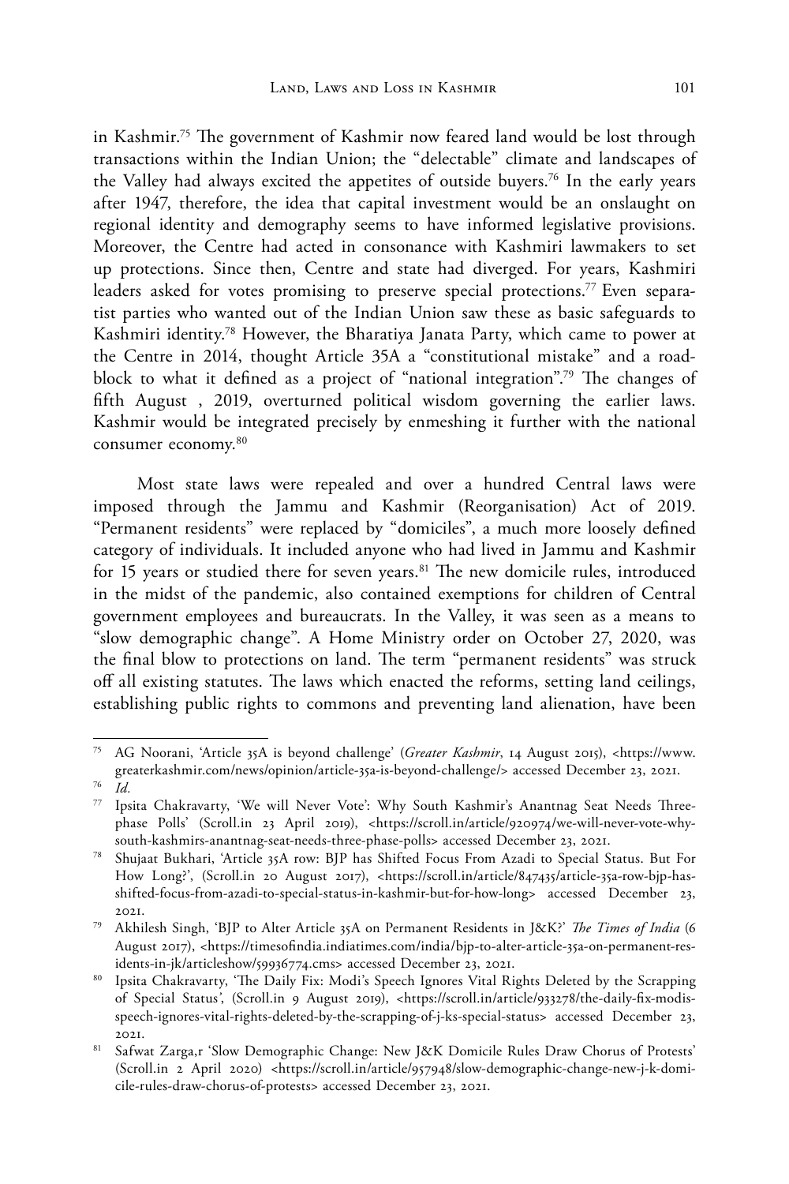in Kashmir.[75] The government of Kashmir now feared land would be lost through transactions within the Indian Union; the "delectable" climate and landscapes of the Valley had always excited the appetites of outside buyers.[76] In the early years after 1947, therefore, the idea that capital investment would be an onslaught on regional identity and demography seems to have informed legislative provisions. Moreover, the Centre had acted in consonance with Kashmiri lawmakers to set up protections. Since then, Centre and state had diverged. For years, Kashmiri leaders asked for votes promising to preserve special protections.[77] Even separatist parties who wanted out of the Indian Union saw these as basic safeguards to Kashmiri identity.[78] However, the Bharatiya Janata Party, which came to power at the Centre in 2014, thought Article 35A a "constitutional mistake" and a roadblock to what it defined as a project of "national integration".[79] The changes of fifth August , 2019, overturned political wisdom governing the earlier laws. Kashmir would be integrated precisely by enmeshing it further with the national consumer economy.[80]

Most state laws were repealed and over a hundred Central laws were imposed through the Jammu and Kashmir (Reorganisation) Act of 2019. "Permanent residents" were replaced by "domiciles", a much more loosely defined category of individuals. It included anyone who had lived in Jammu and Kashmir for 15 years or studied there for seven years.[81] The new domicile rules, introduced in the midst of the pandemic, also contained exemptions for children of Central government employees and bureaucrats. In the Valley, it was seen as a means to "slow demographic change". A Home Ministry order on October 27, 2020, was the final blow to protections on land. The term "permanent residents" was struck off all existing statutes. The laws which enacted the reforms, setting land ceilings, establishing public rights to commons and preventing land alienation, have been

---

[75] AG Noorani, 'Article 35A is beyond challenge' (*Greater Kashmir*, 14 August 2015), <https://www.greaterkashmir.com/news/opinion/article-35a-is-beyond-challenge/> accessed December 23, 2021.

[76] *Id.*

[77] Ipsita Chakravarty, 'We will Never Vote': Why South Kashmir's Anantnag Seat Needs Three-phase Polls' (Scroll.in 23 April 2019), <https://scroll.in/article/920974/we-will-never-vote-why-south-kashmirs-anantnag-seat-needs-three-phase-polls> accessed December 23, 2021.

[78] Shujaat Bukhari, 'Article 35A row: BJP has Shifted Focus From Azadi to Special Status. But For How Long?', (Scroll.in 20 August 2017), <https://scroll.in/article/847435/article-35a-row-bjp-has-shifted-focus-from-azadi-to-special-status-in-kashmir-but-for-how-long> accessed December 23, 2021.

[79] Akhilesh Singh, 'BJP to Alter Article 35A on Permanent Residents in J&K?' *The Times of India* (6 August 2017), <https://timesofindia.indiatimes.com/india/bjp-to-alter-article-35a-on-permanent-residents-in-jk/articleshow/59936774.cms> accessed December 23, 2021.

[80] Ipsita Chakravarty, 'The Daily Fix: Modi's Speech Ignores Vital Rights Deleted by the Scrapping of Special Status', (Scroll.in 9 August 2019), <https://scroll.in/article/933278/the-daily-fix-modis-speech-ignores-vital-rights-deleted-by-the-scrapping-of-j-ks-special-status> accessed December 23, 2021.

[81] Safwat Zarga,r 'Slow Demographic Change: New J&K Domicile Rules Draw Chorus of Protests' (Scroll.in 2 April 2020) <https://scroll.in/article/957948/slow-demographic-change-new-j-k-domicile-rules-draw-chorus-of-protests> accessed December 23, 2021.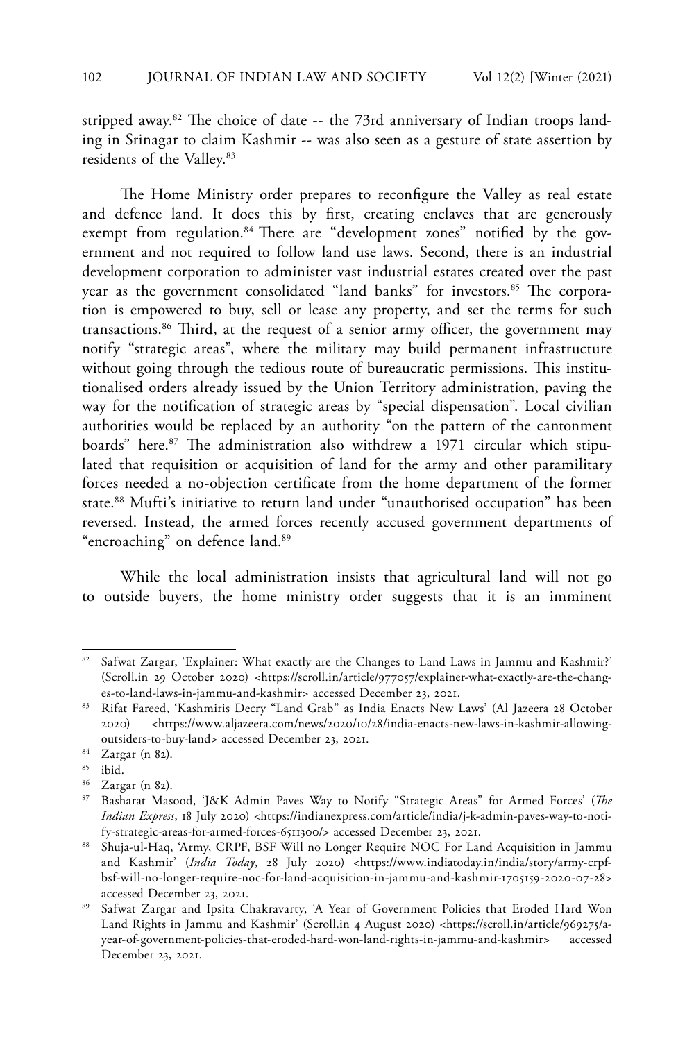stripped away.[82] The choice of date -- the 73rd anniversary of Indian troops landing in Srinagar to claim Kashmir -- was also seen as a gesture of state assertion by residents of the Valley.[83]

The Home Ministry order prepares to reconfigure the Valley as real estate and defence land. It does this by first, creating enclaves that are generously exempt from regulation.[84] There are "development zones" notified by the government and not required to follow land use laws. Second, there is an industrial development corporation to administer vast industrial estates created over the past year as the government consolidated "land banks" for investors.[85] The corporation is empowered to buy, sell or lease any property, and set the terms for such transactions.[86] Third, at the request of a senior army officer, the government may notify "strategic areas", where the military may build permanent infrastructure without going through the tedious route of bureaucratic permissions. This institutionalised orders already issued by the Union Territory administration, paving the way for the notification of strategic areas by "special dispensation". Local civilian authorities would be replaced by an authority "on the pattern of the cantonment boards" here.[87] The administration also withdrew a 1971 circular which stipulated that requisition or acquisition of land for the army and other paramilitary forces needed a no-objection certificate from the home department of the former state.[88] Mufti's initiative to return land under "unauthorised occupation" has been reversed. Instead, the armed forces recently accused government departments of "encroaching" on defence land.[89]

While the local administration insists that agricultural land will not go to outside buyers, the home ministry order suggests that it is an imminent

---

[82] Safwat Zargar, 'Explainer: What exactly are the Changes to Land Laws in Jammu and Kashmir?' (Scroll.in 29 October 2020) <https://scroll.in/article/977057/explainer-what-exactly-are-the-changes-to-land-laws-in-jammu-and-kashmir> accessed December 23, 2021.

[83] Rifat Fareed, 'Kashmiris Decry "Land Grab" as India Enacts New Laws' (Al Jazeera 28 October 2020) <https://www.aljazeera.com/news/2020/10/28/india-enacts-new-laws-in-kashmir-allowing-outsiders-to-buy-land> accessed December 23, 2021.

[84] Zargar (n 82).

[85] ibid.

[86] Zargar (n 82).

[87] Basharat Masood, 'J&K Admin Paves Way to Notify "Strategic Areas" for Armed Forces' (*The Indian Express*, 18 July 2020) <https://indianexpress.com/article/india/j-k-admin-paves-way-to-notify-strategic-areas-for-armed-forces-6511300/> accessed December 23, 2021.

[88] Shuja-ul-Haq, 'Army, CRPF, BSF Will no Longer Require NOC For Land Acquisition in Jammu and Kashmir' (*India Today*, 28 July 2020) <https://www.indiatoday.in/india/story/army-crpf-bsf-will-no-longer-require-noc-for-land-acquisition-in-jammu-and-kashmir-1705159-2020-07-28> accessed December 23, 2021.

[89] Safwat Zargar and Ipsita Chakravarty, 'A Year of Government Policies that Eroded Hard Won Land Rights in Jammu and Kashmir' (Scroll.in 4 August 2020) <https://scroll.in/article/969275/a-year-of-government-policies-that-eroded-hard-won-land-rights-in-jammu-and-kashmir> accessed December 23, 2021.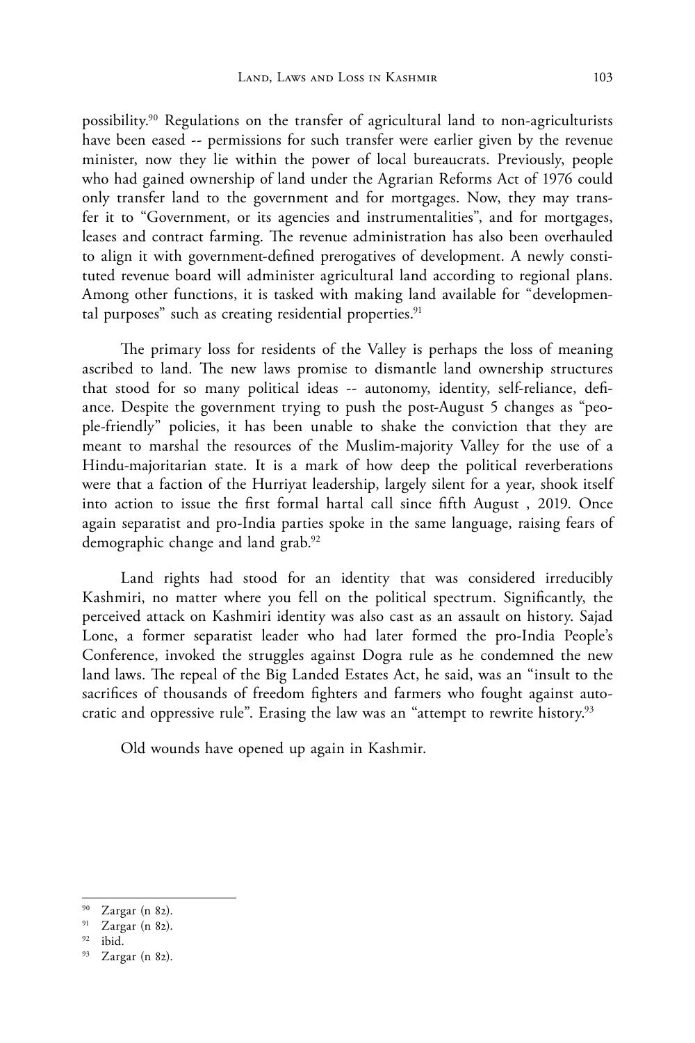possibility.[90] Regulations on the transfer of agricultural land to non-agriculturists have been eased -- permissions for such transfer were earlier given by the revenue minister, now they lie within the power of local bureaucrats. Previously, people who had gained ownership of land under the Agrarian Reforms Act of 1976 could only transfer land to the government and for mortgages. Now, they may transfer it to "Government, or its agencies and instrumentalities", and for mortgages, leases and contract farming. The revenue administration has also been overhauled to align it with government-defined prerogatives of development. A newly constituted revenue board will administer agricultural land according to regional plans. Among other functions, it is tasked with making land available for "developmental purposes" such as creating residential properties.[91]

The primary loss for residents of the Valley is perhaps the loss of meaning ascribed to land. The new laws promise to dismantle land ownership structures that stood for so many political ideas -- autonomy, identity, self-reliance, defiance. Despite the government trying to push the post-August 5 changes as "people-friendly" policies, it has been unable to shake the conviction that they are meant to marshal the resources of the Muslim-majority Valley for the use of a Hindu-majoritarian state. It is a mark of how deep the political reverberations were that a faction of the Hurriyat leadership, largely silent for a year, shook itself into action to issue the first formal hartal call since fifth August , 2019. Once again separatist and pro-India parties spoke in the same language, raising fears of demographic change and land grab.[92]

Land rights had stood for an identity that was considered irreducibly Kashmiri, no matter where you fell on the political spectrum. Significantly, the perceived attack on Kashmiri identity was also cast as an assault on history. Sajad Lone, a former separatist leader who had later formed the pro-India People's Conference, invoked the struggles against Dogra rule as he condemned the new land laws. The repeal of the Big Landed Estates Act, he said, was an "insult to the sacrifices of thousands of freedom fighters and farmers who fought against autocratic and oppressive rule". Erasing the law was an "attempt to rewrite history.[93]

Old wounds have opened up again in Kashmir.

---

[90] Zargar (n 82).

[91] Zargar (n 82).

[92] ibid.

[93] Zargar (n 82).